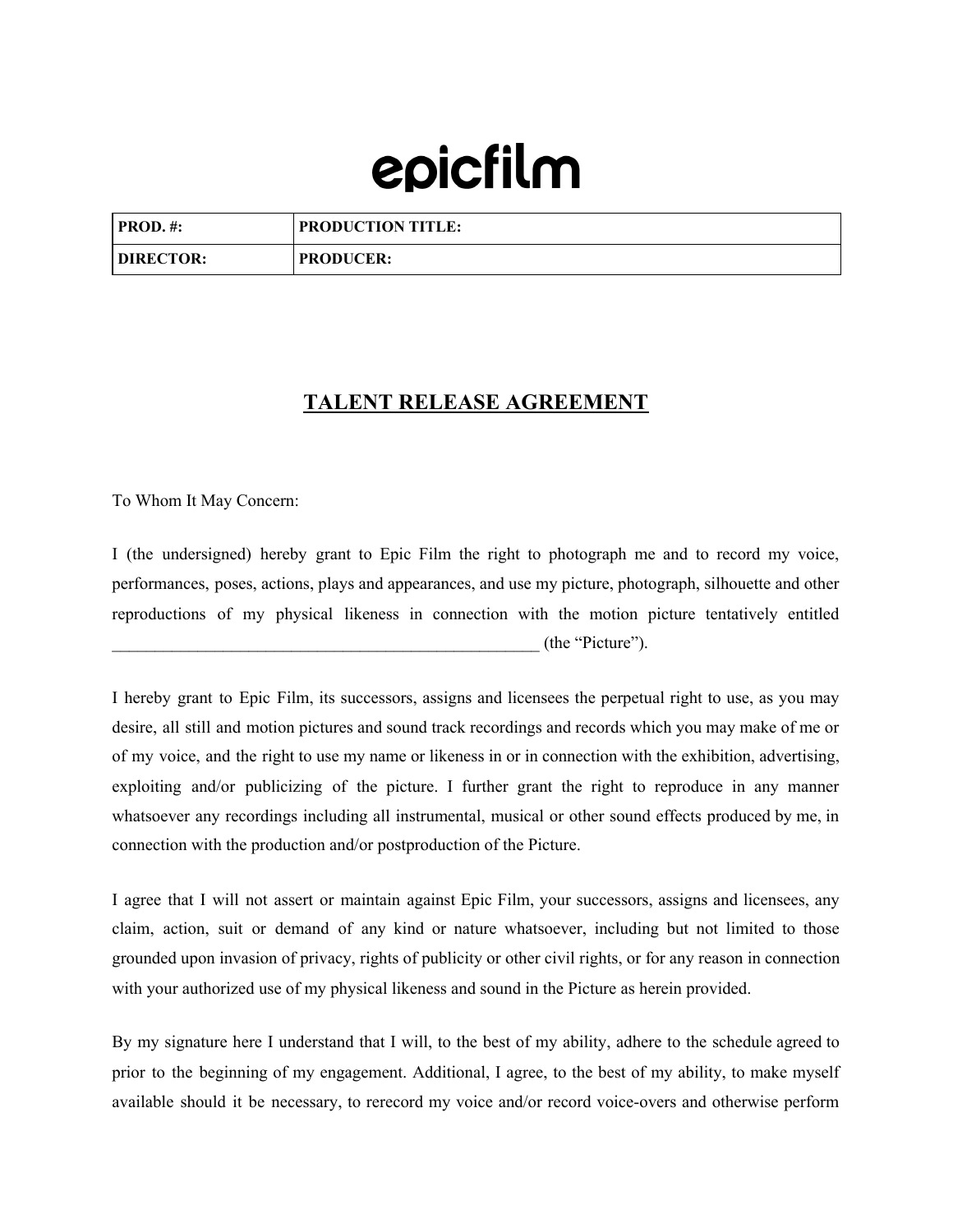# epicfilm

| PROD. #: | PRODUCTION TITLE: |
|---|---|
| DIRECTOR: | PRODUCER: |

## TALENT RELEASE AGREEMENT

To Whom It May Concern:

I (the undersigned) hereby grant to Epic Film the right to photograph me and to record my voice, performances, poses, actions, plays and appearances, and use my picture, photograph, silhouette and other reproductions of my physical likeness in connection with the motion picture tentatively entitled ____________________________________________________ (the "Picture").

I hereby grant to Epic Film, its successors, assigns and licensees the perpetual right to use, as you may desire, all still and motion pictures and sound track recordings and records which you may make of me or of my voice, and the right to use my name or likeness in or in connection with the exhibition, advertising, exploiting and/or publicizing of the picture. I further grant the right to reproduce in any manner whatsoever any recordings including all instrumental, musical or other sound effects produced by me, in connection with the production and/or postproduction of the Picture.

I agree that I will not assert or maintain against Epic Film, your successors, assigns and licensees, any claim, action, suit or demand of any kind or nature whatsoever, including but not limited to those grounded upon invasion of privacy, rights of publicity or other civil rights, or for any reason in connection with your authorized use of my physical likeness and sound in the Picture as herein provided.

By my signature here I understand that I will, to the best of my ability, adhere to the schedule agreed to prior to the beginning of my engagement. Additional, I agree, to the best of my ability, to make myself available should it be necessary, to rerecord my voice and/or record voice-overs and otherwise perform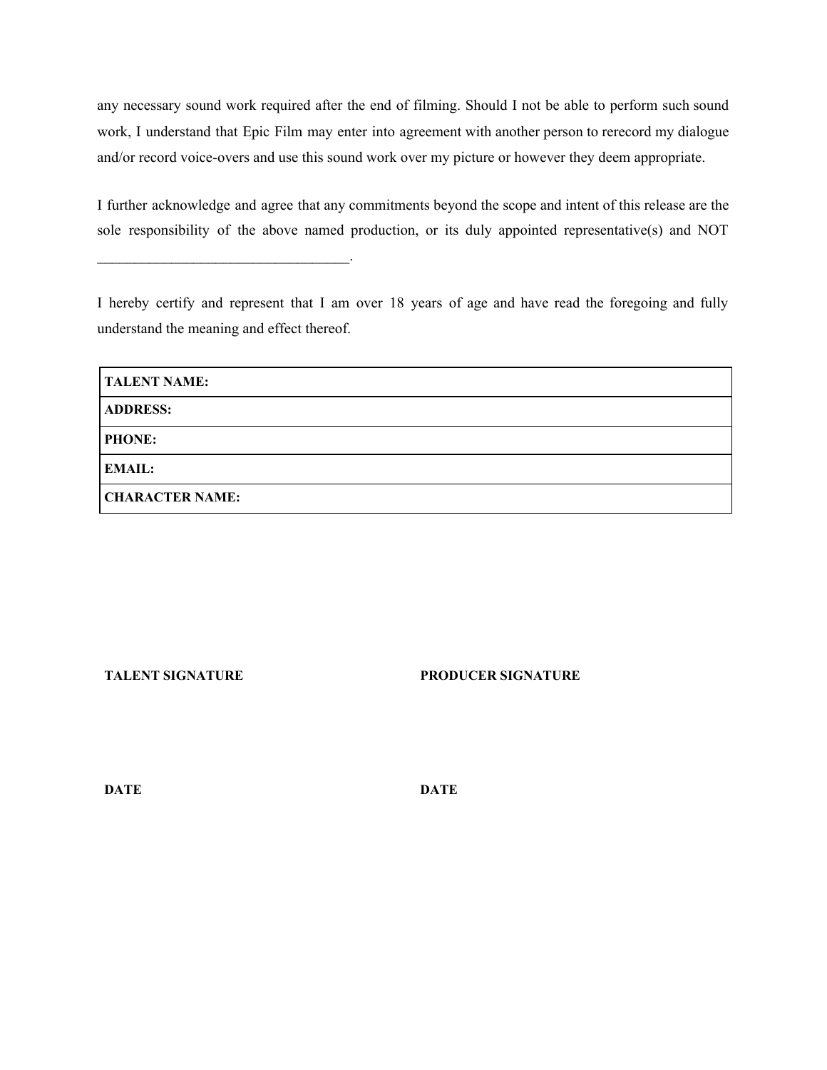any necessary sound work required after the end of filming. Should I not be able to perform such sound work, I understand that Epic Film may enter into agreement with another person to rerecord my dialogue and/or record voice-overs and use this sound work over my picture or however they deem appropriate.

I further acknowledge and agree that any commitments beyond the scope and intent of this release are the sole responsibility of the above named production, or its duly appointed representative(s) and NOT ___________________________________.

I hereby certify and represent that I am over 18 years of age and have read the foregoing and fully understand the meaning and effect thereof.

| |
|---|
| **TALENT NAME:** |
| **ADDRESS:** |
| **PHONE:** |
| **EMAIL:** |
| **CHARACTER NAME:** |

**TALENT SIGNATURE**

**DATE**

**PRODUCER SIGNATURE**

**DATE**